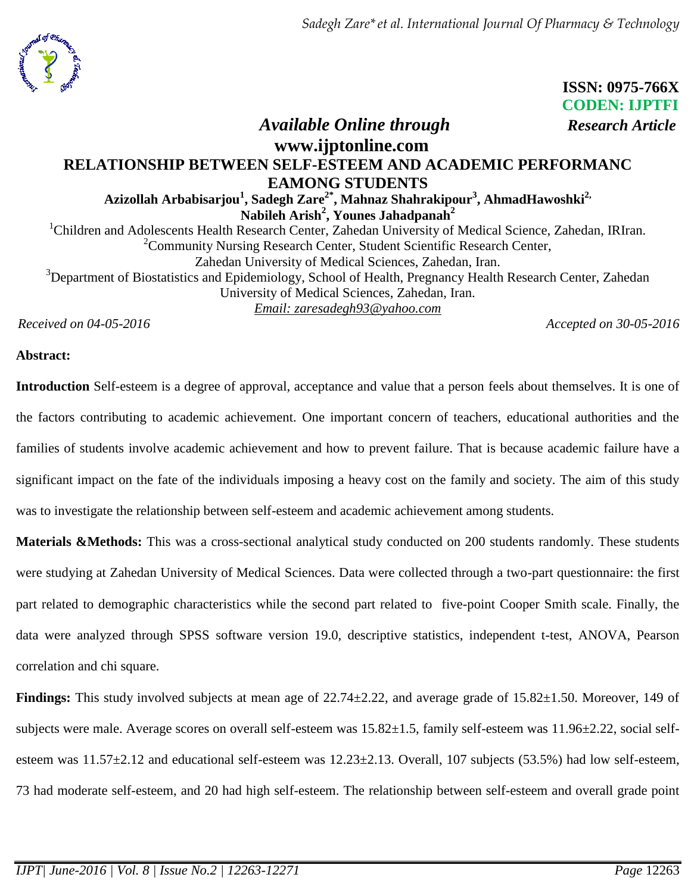ISSN: 0975-766X
CODEN: IJPTFI

*Available Online through* **www.ijptonline.com**

***Research Article***

# RELATIONSHIP BETWEEN SELF-ESTEEM AND ACADEMIC PERFORMANC EAMONG STUDENTS

**Azizollah Arbabisarjou[1], Sadegh Zare[2*], Mahnaz Shahrakipour[3], AhmadHawoshki[2], Nabileh Arish[2], Younes Jahadpanah[2]**

[1]Children and Adolescents Health Research Center, Zahedan University of Medical Science, Zahedan, IRIran.
[2]Community Nursing Research Center, Student Scientific Research Center, Zahedan University of Medical Sciences, Zahedan, Iran.
[3]Department of Biostatistics and Epidemiology, School of Health, Pregnancy Health Research Center, Zahedan University of Medical Sciences, Zahedan, Iran.
*Email: zaresadegh93@yahoo.com*

*Received on 04-05-2016* *Accepted on 30-05-2016*

**Abstract:**

**Introduction** Self-esteem is a degree of approval, acceptance and value that a person feels about themselves. It is one of the factors contributing to academic achievement. One important concern of teachers, educational authorities and the families of students involve academic achievement and how to prevent failure. That is because academic failure have a significant impact on the fate of the individuals imposing a heavy cost on the family and society. The aim of this study was to investigate the relationship between self-esteem and academic achievement among students.

**Materials &Methods:** This was a cross-sectional analytical study conducted on 200 students randomly. These students were studying at Zahedan University of Medical Sciences. Data were collected through a two-part questionnaire: the first part related to demographic characteristics while the second part related to five-point Cooper Smith scale. Finally, the data were analyzed through SPSS software version 19.0, descriptive statistics, independent t-test, ANOVA, Pearson correlation and chi square.

**Findings:** This study involved subjects at mean age of 22.74±2.22, and average grade of 15.82±1.50. Moreover, 149 of subjects were male. Average scores on overall self-esteem was 15.82±1.5, family self-esteem was 11.96±2.22, social self-esteem was 11.57±2.12 and educational self-esteem was 12.23±2.13. Overall, 107 subjects (53.5%) had low self-esteem, 73 had moderate self-esteem, and 20 had high self-esteem. The relationship between self-esteem and overall grade point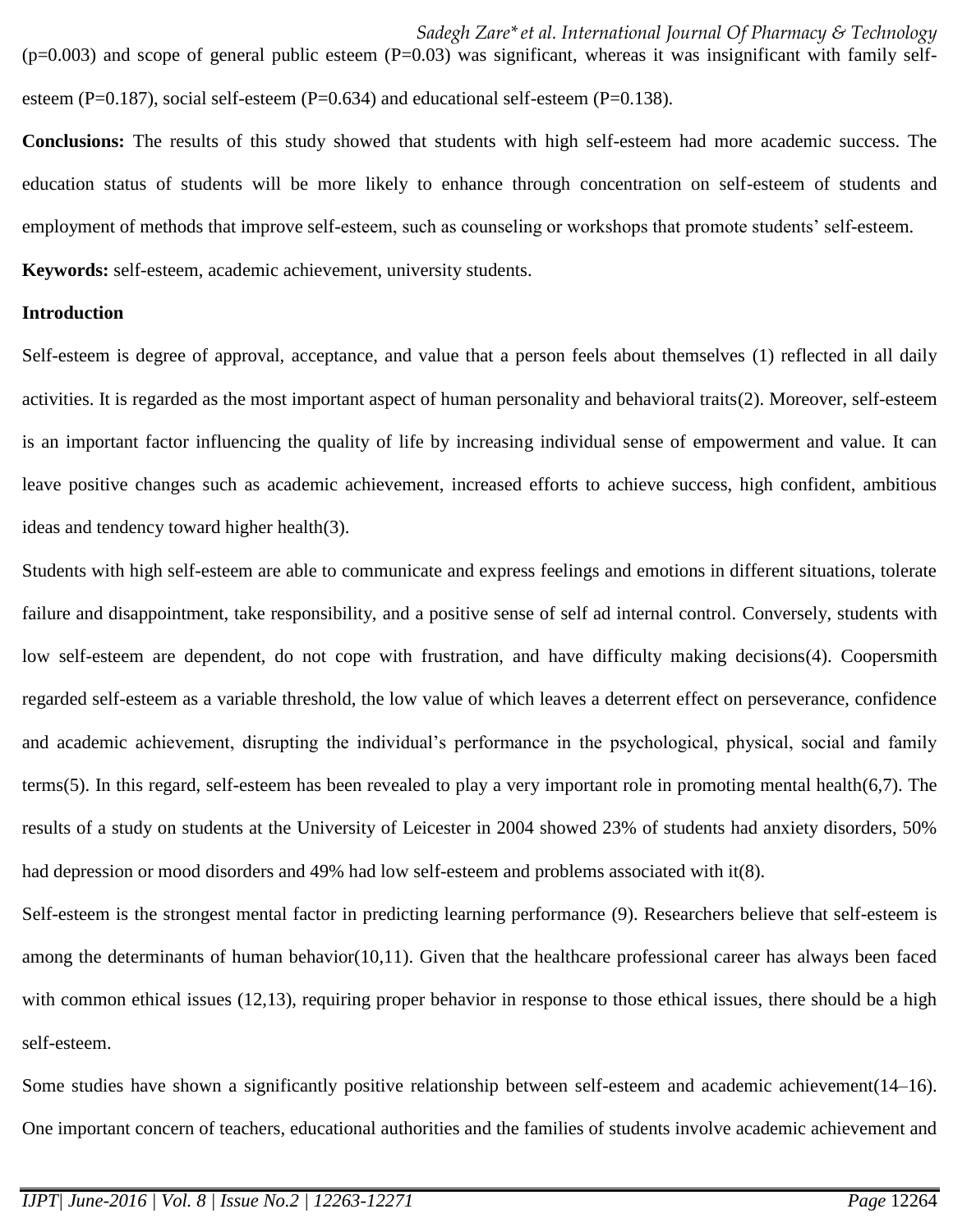(p=0.003) and scope of general public esteem (P=0.03) was significant, whereas it was insignificant with family self-esteem (P=0.187), social self-esteem (P=0.634) and educational self-esteem (P=0.138).

**Conclusions:** The results of this study showed that students with high self-esteem had more academic success. The education status of students will be more likely to enhance through concentration on self-esteem of students and employment of methods that improve self-esteem, such as counseling or workshops that promote students' self-esteem.

**Keywords:** self-esteem, academic achievement, university students.

## Introduction

Self-esteem is degree of approval, acceptance, and value that a person feels about themselves (1) reflected in all daily activities. It is regarded as the most important aspect of human personality and behavioral traits(2). Moreover, self-esteem is an important factor influencing the quality of life by increasing individual sense of empowerment and value. It can leave positive changes such as academic achievement, increased efforts to achieve success, high confident, ambitious ideas and tendency toward higher health(3).

Students with high self-esteem are able to communicate and express feelings and emotions in different situations, tolerate failure and disappointment, take responsibility, and a positive sense of self ad internal control. Conversely, students with low self-esteem are dependent, do not cope with frustration, and have difficulty making decisions(4). Coopersmith regarded self-esteem as a variable threshold, the low value of which leaves a deterrent effect on perseverance, confidence and academic achievement, disrupting the individual's performance in the psychological, physical, social and family terms(5). In this regard, self-esteem has been revealed to play a very important role in promoting mental health(6,7). The results of a study on students at the University of Leicester in 2004 showed 23% of students had anxiety disorders, 50% had depression or mood disorders and 49% had low self-esteem and problems associated with it(8).

Self-esteem is the strongest mental factor in predicting learning performance (9). Researchers believe that self-esteem is among the determinants of human behavior(10,11). Given that the healthcare professional career has always been faced with common ethical issues (12,13), requiring proper behavior in response to those ethical issues, there should be a high self-esteem.

Some studies have shown a significantly positive relationship between self-esteem and academic achievement(14–16). One important concern of teachers, educational authorities and the families of students involve academic achievement and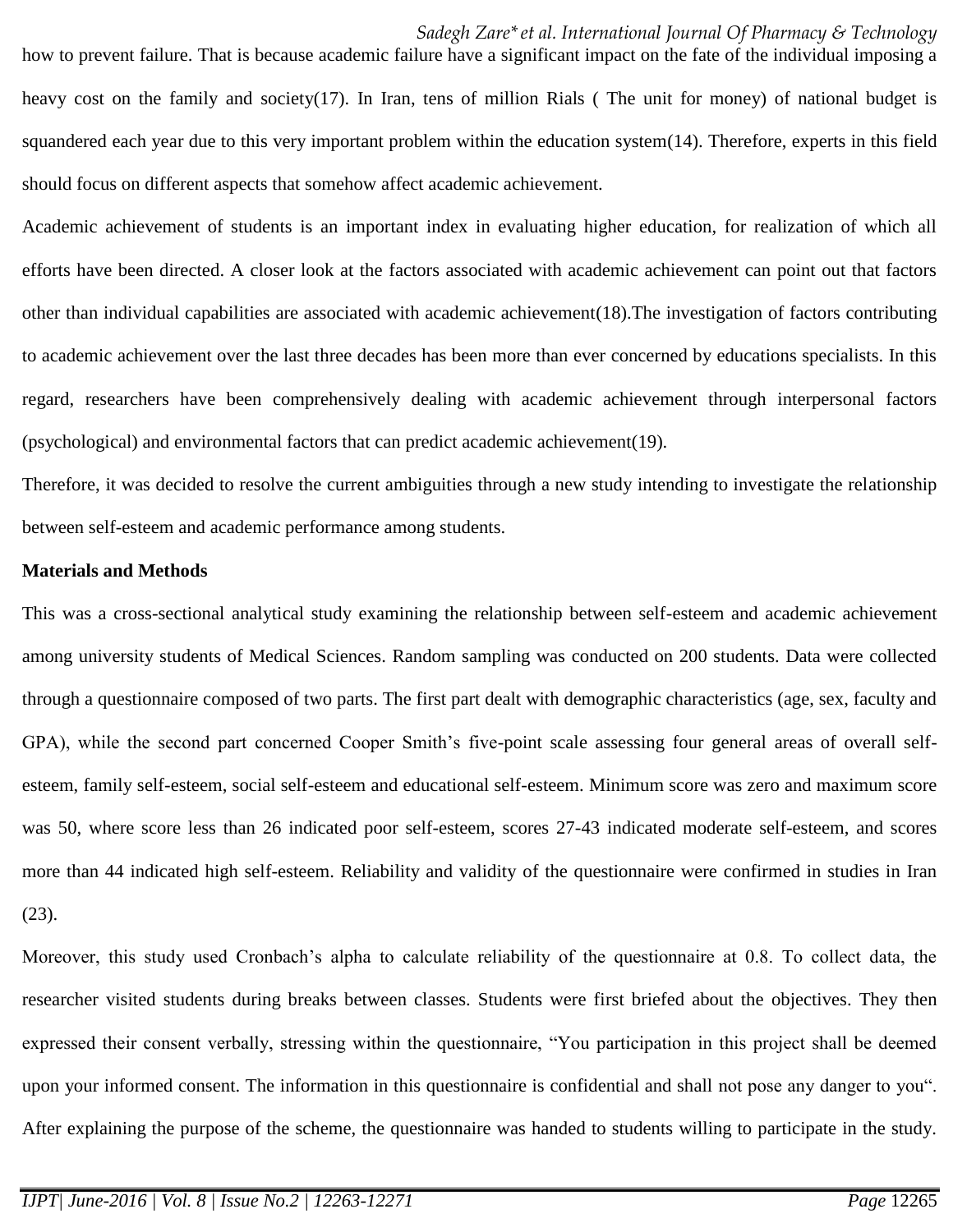how to prevent failure. That is because academic failure have a significant impact on the fate of the individual imposing a heavy cost on the family and society(17). In Iran, tens of million Rials ( The unit for money) of national budget is squandered each year due to this very important problem within the education system(14). Therefore, experts in this field should focus on different aspects that somehow affect academic achievement.

Academic achievement of students is an important index in evaluating higher education, for realization of which all efforts have been directed. A closer look at the factors associated with academic achievement can point out that factors other than individual capabilities are associated with academic achievement(18).The investigation of factors contributing to academic achievement over the last three decades has been more than ever concerned by educations specialists. In this regard, researchers have been comprehensively dealing with academic achievement through interpersonal factors (psychological) and environmental factors that can predict academic achievement(19).

Therefore, it was decided to resolve the current ambiguities through a new study intending to investigate the relationship between self-esteem and academic performance among students.

**Materials and Methods**

This was a cross-sectional analytical study examining the relationship between self-esteem and academic achievement among university students of Medical Sciences. Random sampling was conducted on 200 students. Data were collected through a questionnaire composed of two parts. The first part dealt with demographic characteristics (age, sex, faculty and GPA), while the second part concerned Cooper Smith's five-point scale assessing four general areas of overall self-esteem, family self-esteem, social self-esteem and educational self-esteem. Minimum score was zero and maximum score was 50, where score less than 26 indicated poor self-esteem, scores 27-43 indicated moderate self-esteem, and scores more than 44 indicated high self-esteem. Reliability and validity of the questionnaire were confirmed in studies in Iran (23).

Moreover, this study used Cronbach's alpha to calculate reliability of the questionnaire at 0.8. To collect data, the researcher visited students during breaks between classes. Students were first briefed about the objectives. They then expressed their consent verbally, stressing within the questionnaire, "You participation in this project shall be deemed upon your informed consent. The information in this questionnaire is confidential and shall not pose any danger to you". After explaining the purpose of the scheme, the questionnaire was handed to students willing to participate in the study.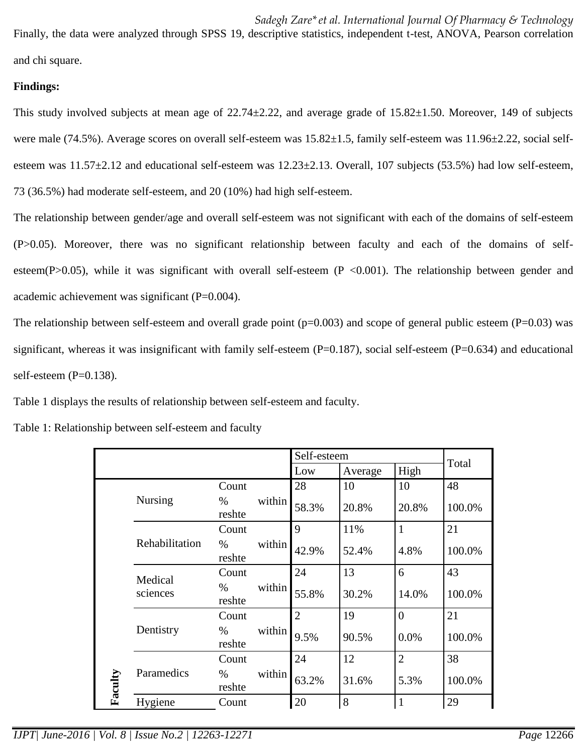Finally, the data were analyzed through SPSS 19, descriptive statistics, independent t-test, ANOVA, Pearson correlation and chi square.

**Findings:**

This study involved subjects at mean age of 22.74±2.22, and average grade of 15.82±1.50. Moreover, 149 of subjects were male (74.5%). Average scores on overall self-esteem was 15.82±1.5, family self-esteem was 11.96±2.22, social self-esteem was 11.57±2.12 and educational self-esteem was 12.23±2.13. Overall, 107 subjects (53.5%) had low self-esteem, 73 (36.5%) had moderate self-esteem, and 20 (10%) had high self-esteem.

The relationship between gender/age and overall self-esteem was not significant with each of the domains of self-esteem (P>0.05). Moreover, there was no significant relationship between faculty and each of the domains of self-esteem(P>0.05), while it was significant with overall self-esteem (P <0.001). The relationship between gender and academic achievement was significant (P=0.004).

The relationship between self-esteem and overall grade point (p=0.003) and scope of general public esteem (P=0.03) was significant, whereas it was insignificant with family self-esteem (P=0.187), social self-esteem (P=0.634) and educational self-esteem (P=0.138).

Table 1 displays the results of relationship between self-esteem and faculty.

Table 1: Relationship between self-esteem and faculty

| | | | Self-esteem | | | Total |
|---|---|---|---|---|---|---|
| | | | Low | Average | High | |
| Faculty | Nursing | Count | 28 | 10 | 10 | 48 |
| | | % within reshte | 58.3% | 20.8% | 20.8% | 100.0% |
| | Rehabilitation | Count | 9 | 11% | 1 | 21 |
| | | % within reshte | 42.9% | 52.4% | 4.8% | 100.0% |
| | Medical sciences | Count | 24 | 13 | 6 | 43 |
| | | % within reshte | 55.8% | 30.2% | 14.0% | 100.0% |
| | Dentistry | Count | 2 | 19 | 0 | 21 |
| | | % within reshte | 9.5% | 90.5% | 0.0% | 100.0% |
| | Paramedics | Count | 24 | 12 | 2 | 38 |
| | | % within reshte | 63.2% | 31.6% | 5.3% | 100.0% |
| | Hygiene | Count | 20 | 8 | 1 | 29 |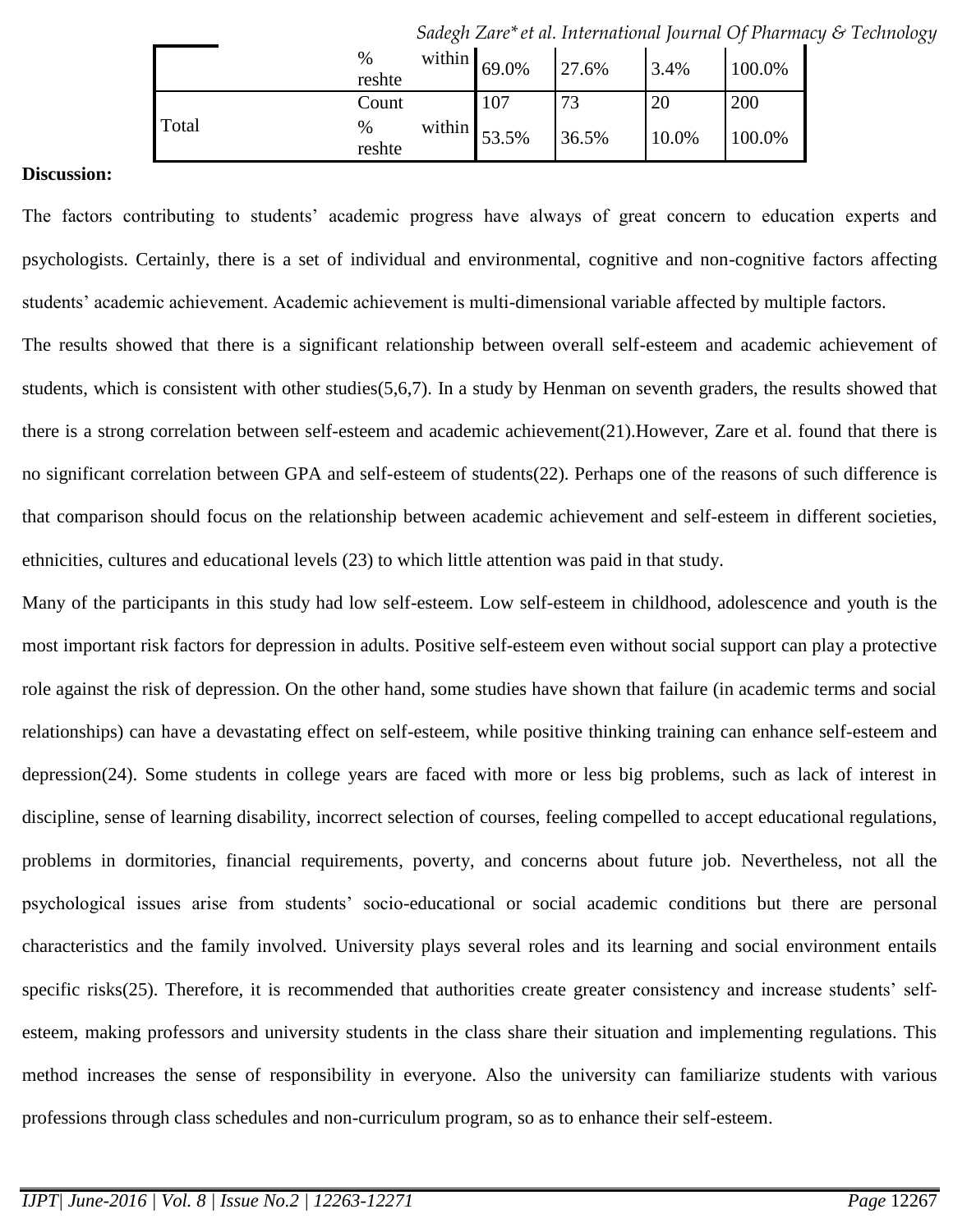| | % within reshte | 69.0% | 27.6% | 3.4% | 100.0% |
|---|---|---|---|---|---|
| Total | Count | 107 | 73 | 20 | 200 |
| | % within reshte | 53.5% | 36.5% | 10.0% | 100.0% |

**Discussion:**

The factors contributing to students' academic progress have always of great concern to education experts and psychologists. Certainly, there is a set of individual and environmental, cognitive and non-cognitive factors affecting students' academic achievement. Academic achievement is multi-dimensional variable affected by multiple factors.

The results showed that there is a significant relationship between overall self-esteem and academic achievement of students, which is consistent with other studies(5,6,7). In a study by Henman on seventh graders, the results showed that there is a strong correlation between self-esteem and academic achievement(21).However, Zare et al. found that there is no significant correlation between GPA and self-esteem of students(22). Perhaps one of the reasons of such difference is that comparison should focus on the relationship between academic achievement and self-esteem in different societies, ethnicities, cultures and educational levels (23) to which little attention was paid in that study.

Many of the participants in this study had low self-esteem. Low self-esteem in childhood, adolescence and youth is the most important risk factors for depression in adults. Positive self-esteem even without social support can play a protective role against the risk of depression. On the other hand, some studies have shown that failure (in academic terms and social relationships) can have a devastating effect on self-esteem, while positive thinking training can enhance self-esteem and depression(24). Some students in college years are faced with more or less big problems, such as lack of interest in discipline, sense of learning disability, incorrect selection of courses, feeling compelled to accept educational regulations, problems in dormitories, financial requirements, poverty, and concerns about future job. Nevertheless, not all the psychological issues arise from students' socio-educational or social academic conditions but there are personal characteristics and the family involved. University plays several roles and its learning and social environment entails specific risks(25). Therefore, it is recommended that authorities create greater consistency and increase students' self-esteem, making professors and university students in the class share their situation and implementing regulations. This method increases the sense of responsibility in everyone. Also the university can familiarize students with various professions through class schedules and non-curriculum program, so as to enhance their self-esteem.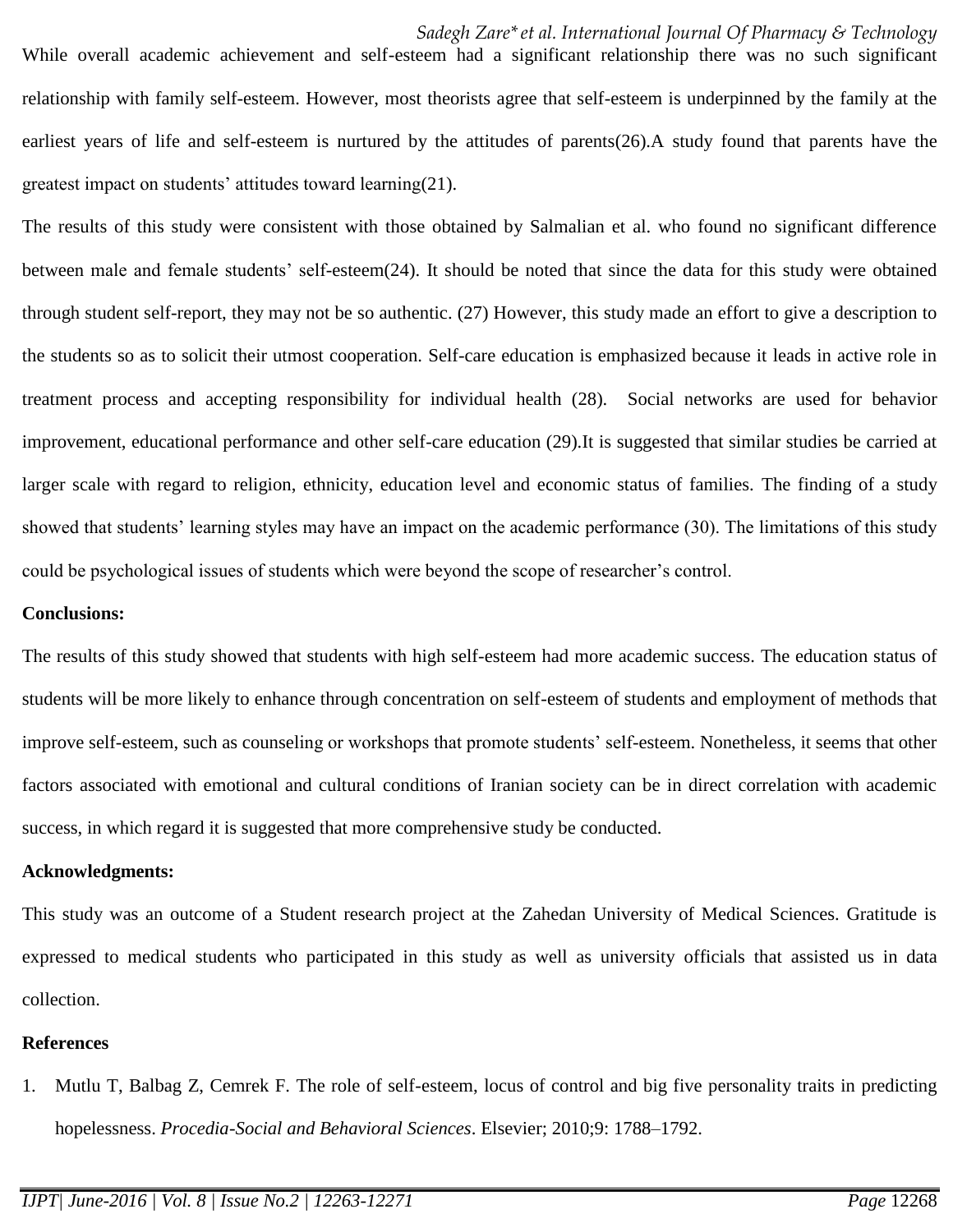While overall academic achievement and self-esteem had a significant relationship there was no such significant relationship with family self-esteem. However, most theorists agree that self-esteem is underpinned by the family at the earliest years of life and self-esteem is nurtured by the attitudes of parents(26).A study found that parents have the greatest impact on students' attitudes toward learning(21).

The results of this study were consistent with those obtained by Salmalian et al. who found no significant difference between male and female students' self-esteem(24). It should be noted that since the data for this study were obtained through student self-report, they may not be so authentic. (27) However, this study made an effort to give a description to the students so as to solicit their utmost cooperation. Self-care education is emphasized because it leads in active role in treatment process and accepting responsibility for individual health (28). Social networks are used for behavior improvement, educational performance and other self-care education (29).It is suggested that similar studies be carried at larger scale with regard to religion, ethnicity, education level and economic status of families. The finding of a study showed that students' learning styles may have an impact on the academic performance (30). The limitations of this study could be psychological issues of students which were beyond the scope of researcher's control.

**Conclusions:**

The results of this study showed that students with high self-esteem had more academic success. The education status of students will be more likely to enhance through concentration on self-esteem of students and employment of methods that improve self-esteem, such as counseling or workshops that promote students' self-esteem. Nonetheless, it seems that other factors associated with emotional and cultural conditions of Iranian society can be in direct correlation with academic success, in which regard it is suggested that more comprehensive study be conducted.

**Acknowledgments:**

This study was an outcome of a Student research project at the Zahedan University of Medical Sciences. Gratitude is expressed to medical students who participated in this study as well as university officials that assisted us in data collection.

**References**

1. Mutlu T, Balbag Z, Cemrek F. The role of self-esteem, locus of control and big five personality traits in predicting hopelessness. *Procedia-Social and Behavioral Sciences*. Elsevier; 2010;9: 1788–1792.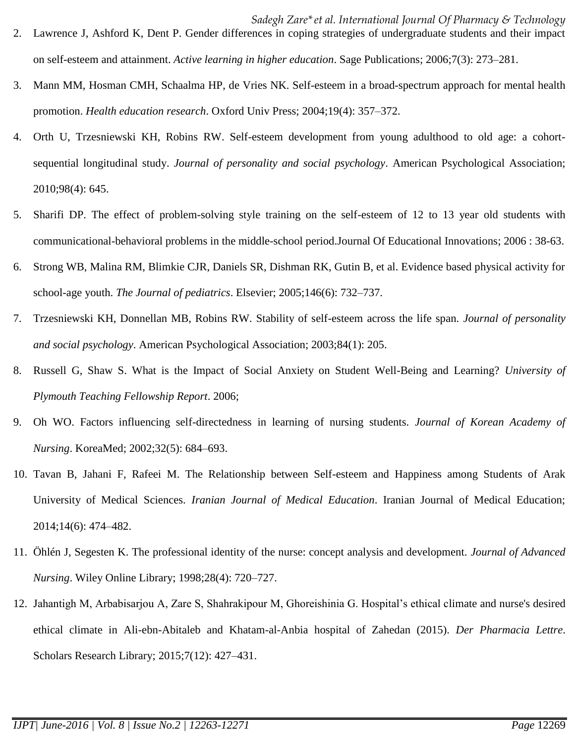2. Lawrence J, Ashford K, Dent P. Gender differences in coping strategies of undergraduate students and their impact on self-esteem and attainment. *Active learning in higher education*. Sage Publications; 2006;7(3): 273–281.
3. Mann MM, Hosman CMH, Schaalma HP, de Vries NK. Self-esteem in a broad-spectrum approach for mental health promotion. *Health education research*. Oxford Univ Press; 2004;19(4): 357–372.
4. Orth U, Trzesniewski KH, Robins RW. Self-esteem development from young adulthood to old age: a cohort-sequential longitudinal study. *Journal of personality and social psychology*. American Psychological Association; 2010;98(4): 645.
5. Sharifi DP. The effect of problem-solving style training on the self-esteem of 12 to 13 year old students with communicational-behavioral problems in the middle-school period.Journal Of Educational Innovations; 2006 : 38-63.
6. Strong WB, Malina RM, Blimkie CJR, Daniels SR, Dishman RK, Gutin B, et al. Evidence based physical activity for school-age youth. *The Journal of pediatrics*. Elsevier; 2005;146(6): 732–737.
7. Trzesniewski KH, Donnellan MB, Robins RW. Stability of self-esteem across the life span. *Journal of personality and social psychology*. American Psychological Association; 2003;84(1): 205.
8. Russell G, Shaw S. What is the Impact of Social Anxiety on Student Well-Being and Learning? *University of Plymouth Teaching Fellowship Report*. 2006;
9. Oh WO. Factors influencing self-directedness in learning of nursing students. *Journal of Korean Academy of Nursing*. KoreaMed; 2002;32(5): 684–693.
10. Tavan B, Jahani F, Rafeei M. The Relationship between Self-esteem and Happiness among Students of Arak University of Medical Sciences. *Iranian Journal of Medical Education*. Iranian Journal of Medical Education; 2014;14(6): 474–482.
11. Öhlén J, Segesten K. The professional identity of the nurse: concept analysis and development. *Journal of Advanced Nursing*. Wiley Online Library; 1998;28(4): 720–727.
12. Jahantigh M, Arbabisarjou A, Zare S, Shahrakipour M, Ghoreishinia G. Hospital's ethical climate and nurse's desired ethical climate in Ali-ebn-Abitaleb and Khatam-al-Anbia hospital of Zahedan (2015). *Der Pharmacia Lettre*. Scholars Research Library; 2015;7(12): 427–431.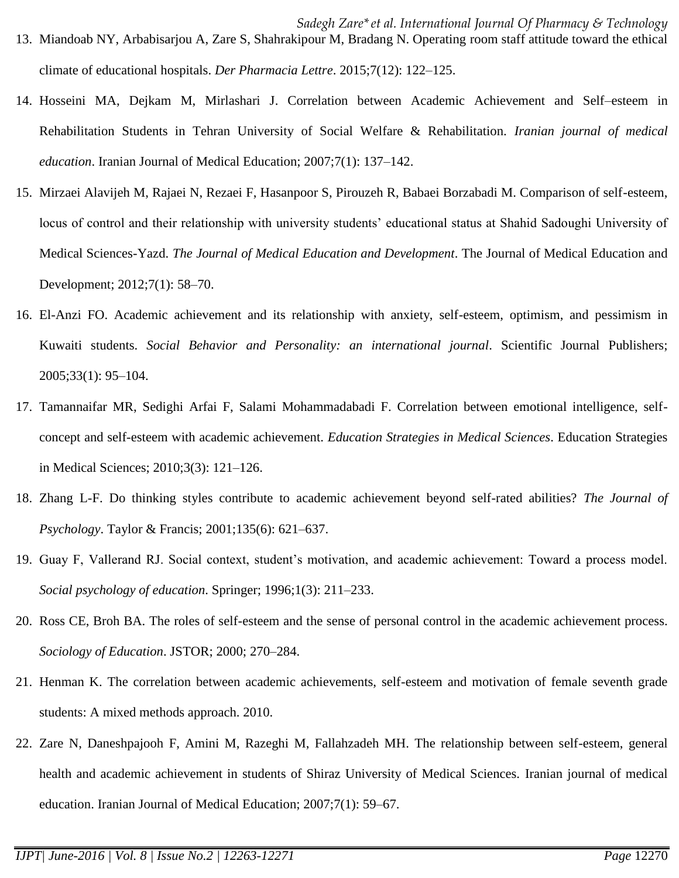13. Miandoab NY, Arbabisarjou A, Zare S, Shahrakipour M, Bradang N. Operating room staff attitude toward the ethical climate of educational hospitals. *Der Pharmacia Lettre*. 2015;7(12): 122–125.
14. Hosseini MA, Dejkam M, Mirlashari J. Correlation between Academic Achievement and Self–esteem in Rehabilitation Students in Tehran University of Social Welfare & Rehabilitation. *Iranian journal of medical education*. Iranian Journal of Medical Education; 2007;7(1): 137–142.
15. Mirzaei Alavijeh M, Rajaei N, Rezaei F, Hasanpoor S, Pirouzeh R, Babaei Borzabadi M. Comparison of self-esteem, locus of control and their relationship with university students' educational status at Shahid Sadoughi University of Medical Sciences-Yazd. *The Journal of Medical Education and Development*. The Journal of Medical Education and Development; 2012;7(1): 58–70.
16. El-Anzi FO. Academic achievement and its relationship with anxiety, self-esteem, optimism, and pessimism in Kuwaiti students. *Social Behavior and Personality: an international journal*. Scientific Journal Publishers; 2005;33(1): 95–104.
17. Tamannaifar MR, Sedighi Arfai F, Salami Mohammadabadi F. Correlation between emotional intelligence, self-concept and self-esteem with academic achievement. *Education Strategies in Medical Sciences*. Education Strategies in Medical Sciences; 2010;3(3): 121–126.
18. Zhang L-F. Do thinking styles contribute to academic achievement beyond self-rated abilities? *The Journal of Psychology*. Taylor & Francis; 2001;135(6): 621–637.
19. Guay F, Vallerand RJ. Social context, student's motivation, and academic achievement: Toward a process model. *Social psychology of education*. Springer; 1996;1(3): 211–233.
20. Ross CE, Broh BA. The roles of self-esteem and the sense of personal control in the academic achievement process. *Sociology of Education*. JSTOR; 2000; 270–284.
21. Henman K. The correlation between academic achievements, self-esteem and motivation of female seventh grade students: A mixed methods approach. 2010.
22. Zare N, Daneshpajooh F, Amini M, Razeghi M, Fallahzadeh MH. The relationship between self-esteem, general health and academic achievement in students of Shiraz University of Medical Sciences. Iranian journal of medical education. Iranian Journal of Medical Education; 2007;7(1): 59–67.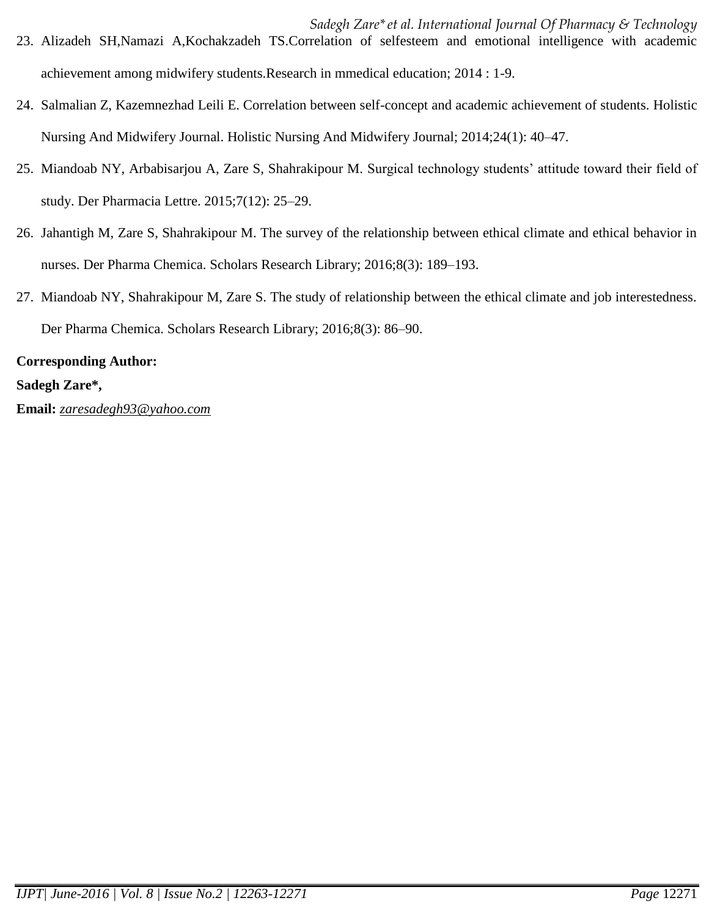23. Alizadeh SH,Namazi A,Kochakzadeh TS.Correlation of selfesteem and emotional intelligence with academic achievement among midwifery students.Research in mmedical education; 2014 : 1-9.
24. Salmalian Z, Kazemnezhad Leili E. Correlation between self-concept and academic achievement of students. Holistic Nursing And Midwifery Journal. Holistic Nursing And Midwifery Journal; 2014;24(1): 40–47.
25. Miandoab NY, Arbabisarjou A, Zare S, Shahrakipour M. Surgical technology students' attitude toward their field of study. Der Pharmacia Lettre. 2015;7(12): 25–29.
26. Jahantigh M, Zare S, Shahrakipour M. The survey of the relationship between ethical climate and ethical behavior in nurses. Der Pharma Chemica. Scholars Research Library; 2016;8(3): 189–193.
27. Miandoab NY, Shahrakipour M, Zare S. The study of relationship between the ethical climate and job interestedness. Der Pharma Chemica. Scholars Research Library; 2016;8(3): 86–90.

**Corresponding Author:**

**Sadegh Zare*,**

**Email:** *zaresadegh93@yahoo.com*